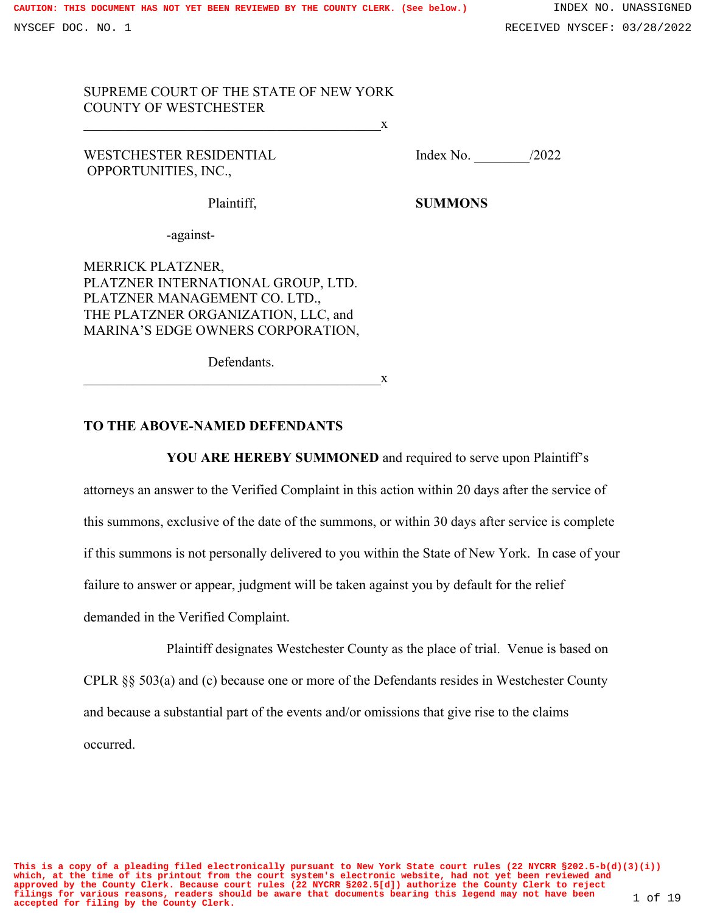SUPREME COURT OF THE STATE OF NEW YORK
COUNTY OF WESTCHESTER

---

WESTCHESTER RESIDENTIAL OPPORTUNITIES, INC.,

Plaintiff,

-against-

MERRICK PLATZNER,
PLATZNER INTERNATIONAL GROUP, LTD.
PLATZNER MANAGEMENT CO. LTD.,
THE PLATZNER ORGANIZATION, LLC, and
MARINA'S EDGE OWNERS CORPORATION,

Defendants.

---

Index No. ________/2022

**SUMMONS**

**TO THE ABOVE-NAMED DEFENDANTS**

**YOU ARE HEREBY SUMMONED** and required to serve upon Plaintiff's attorneys an answer to the Verified Complaint in this action within 20 days after the service of this summons, exclusive of the date of the summons, or within 30 days after service is complete if this summons is not personally delivered to you within the State of New York. In case of your failure to answer or appear, judgment will be taken against you by default for the relief demanded in the Verified Complaint.

Plaintiff designates Westchester County as the place of trial. Venue is based on CPLR §§ 503(a) and (c) because one or more of the Defendants resides in Westchester County and because a substantial part of the events and/or omissions that give rise to the claims occurred.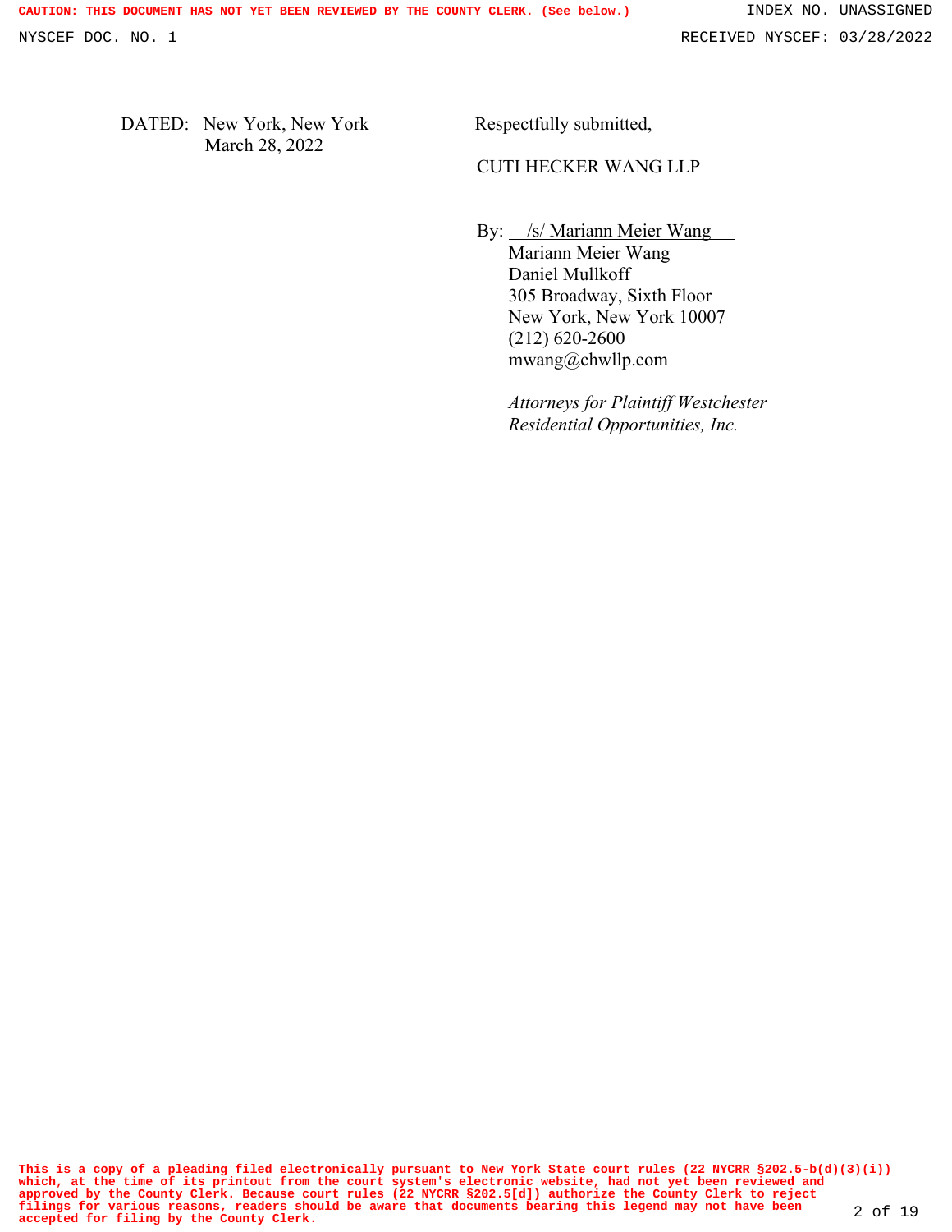DATED: New York, New York
March 28, 2022

Respectfully submitted,

CUTI HECKER WANG LLP

By: /s/ Mariann Meier Wang
Mariann Meier Wang
Daniel Mullkoff
305 Broadway, Sixth Floor
New York, New York 10007
(212) 620-2600
mwang@chwllp.com

*Attorneys for Plaintiff Westchester Residential Opportunities, Inc.*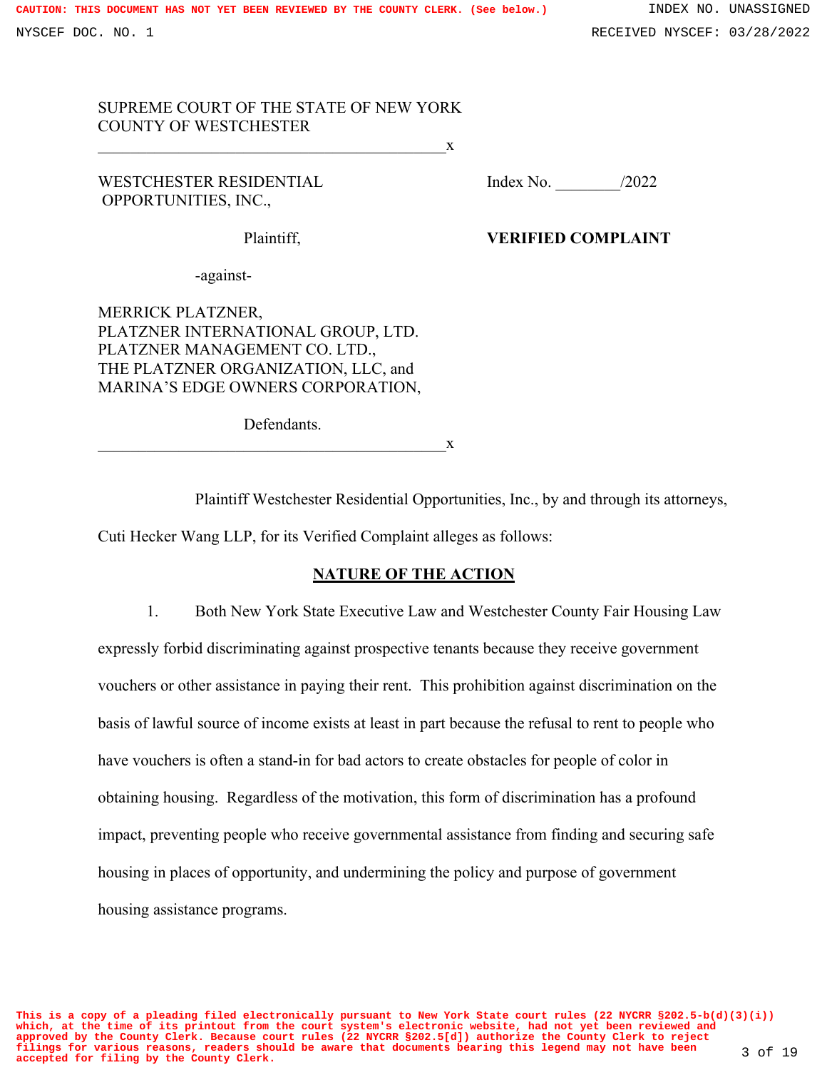SUPREME COURT OF THE STATE OF NEW YORK
COUNTY OF WESTCHESTER

WESTCHESTER RESIDENTIAL OPPORTUNITIES, INC.,

Plaintiff,

-against-

MERRICK PLATZNER,
PLATZNER INTERNATIONAL GROUP, LTD.
PLATZNER MANAGEMENT CO. LTD.,
THE PLATZNER ORGANIZATION, LLC, and
MARINA'S EDGE OWNERS CORPORATION,

Defendants.

Index No. ________/2022

**VERIFIED COMPLAINT**

Plaintiff Westchester Residential Opportunities, Inc., by and through its attorneys, Cuti Hecker Wang LLP, for its Verified Complaint alleges as follows:

## NATURE OF THE ACTION

1. Both New York State Executive Law and Westchester County Fair Housing Law expressly forbid discriminating against prospective tenants because they receive government vouchers or other assistance in paying their rent. This prohibition against discrimination on the basis of lawful source of income exists at least in part because the refusal to rent to people who have vouchers is often a stand-in for bad actors to create obstacles for people of color in obtaining housing. Regardless of the motivation, this form of discrimination has a profound impact, preventing people who receive governmental assistance from finding and securing safe housing in places of opportunity, and undermining the policy and purpose of government housing assistance programs.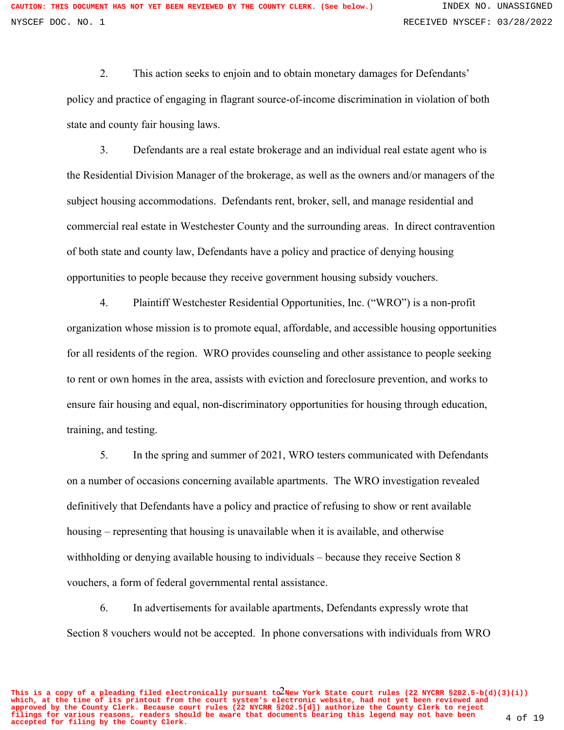2. This action seeks to enjoin and to obtain monetary damages for Defendants' policy and practice of engaging in flagrant source-of-income discrimination in violation of both state and county fair housing laws.

3. Defendants are a real estate brokerage and an individual real estate agent who is the Residential Division Manager of the brokerage, as well as the owners and/or managers of the subject housing accommodations. Defendants rent, broker, sell, and manage residential and commercial real estate in Westchester County and the surrounding areas. In direct contravention of both state and county law, Defendants have a policy and practice of denying housing opportunities to people because they receive government housing subsidy vouchers.

4. Plaintiff Westchester Residential Opportunities, Inc. ("WRO") is a non-profit organization whose mission is to promote equal, affordable, and accessible housing opportunities for all residents of the region. WRO provides counseling and other assistance to people seeking to rent or own homes in the area, assists with eviction and foreclosure prevention, and works to ensure fair housing and equal, non-discriminatory opportunities for housing through education, training, and testing.

5. In the spring and summer of 2021, WRO testers communicated with Defendants on a number of occasions concerning available apartments. The WRO investigation revealed definitively that Defendants have a policy and practice of refusing to show or rent available housing – representing that housing is unavailable when it is available, and otherwise withholding or denying available housing to individuals – because they receive Section 8 vouchers, a form of federal governmental rental assistance.

6. In advertisements for available apartments, Defendants expressly wrote that Section 8 vouchers would not be accepted. In phone conversations with individuals from WRO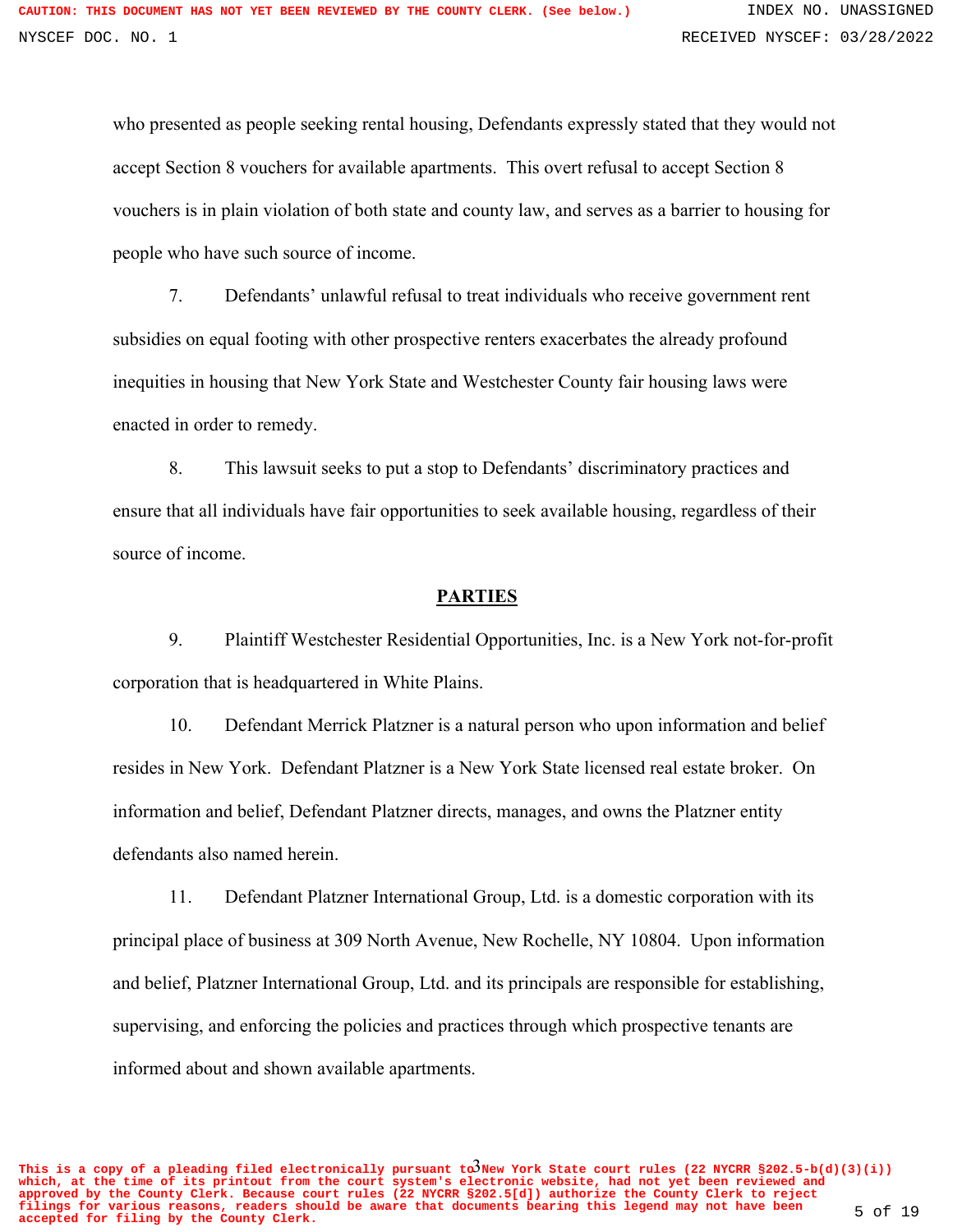who presented as people seeking rental housing, Defendants expressly stated that they would not accept Section 8 vouchers for available apartments. This overt refusal to accept Section 8 vouchers is in plain violation of both state and county law, and serves as a barrier to housing for people who have such source of income.

7. Defendants' unlawful refusal to treat individuals who receive government rent subsidies on equal footing with other prospective renters exacerbates the already profound inequities in housing that New York State and Westchester County fair housing laws were enacted in order to remedy.

8. This lawsuit seeks to put a stop to Defendants' discriminatory practices and ensure that all individuals have fair opportunities to seek available housing, regardless of their source of income.

## PARTIES

9. Plaintiff Westchester Residential Opportunities, Inc. is a New York not-for-profit corporation that is headquartered in White Plains.

10. Defendant Merrick Platzner is a natural person who upon information and belief resides in New York. Defendant Platzner is a New York State licensed real estate broker. On information and belief, Defendant Platzner directs, manages, and owns the Platzner entity defendants also named herein.

11. Defendant Platzner International Group, Ltd. is a domestic corporation with its principal place of business at 309 North Avenue, New Rochelle, NY 10804. Upon information and belief, Platzner International Group, Ltd. and its principals are responsible for establishing, supervising, and enforcing the policies and practices through which prospective tenants are informed about and shown available apartments.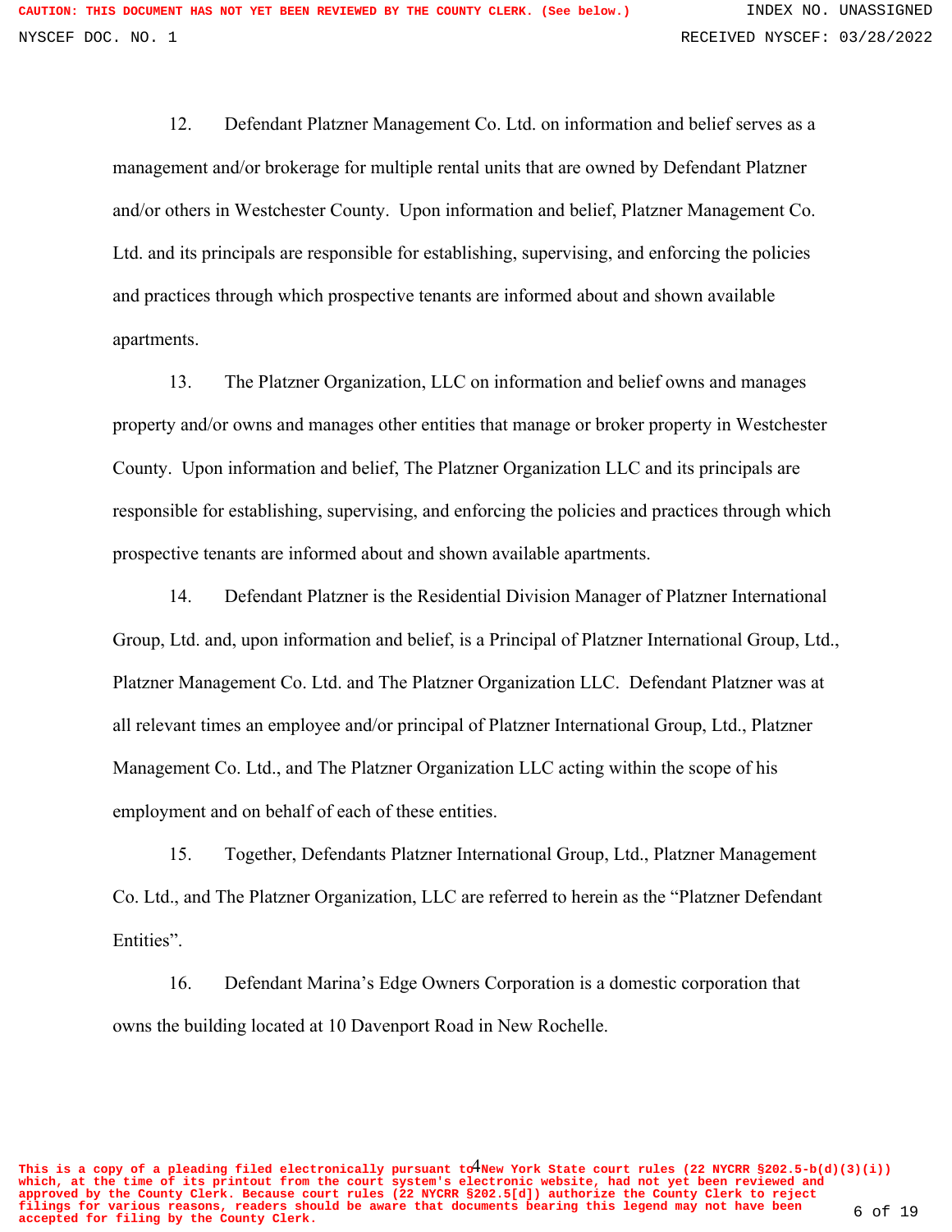12. Defendant Platzner Management Co. Ltd. on information and belief serves as a management and/or brokerage for multiple rental units that are owned by Defendant Platzner and/or others in Westchester County. Upon information and belief, Platzner Management Co. Ltd. and its principals are responsible for establishing, supervising, and enforcing the policies and practices through which prospective tenants are informed about and shown available apartments.

13. The Platzner Organization, LLC on information and belief owns and manages property and/or owns and manages other entities that manage or broker property in Westchester County. Upon information and belief, The Platzner Organization LLC and its principals are responsible for establishing, supervising, and enforcing the policies and practices through which prospective tenants are informed about and shown available apartments.

14. Defendant Platzner is the Residential Division Manager of Platzner International Group, Ltd. and, upon information and belief, is a Principal of Platzner International Group, Ltd., Platzner Management Co. Ltd. and The Platzner Organization LLC. Defendant Platzner was at all relevant times an employee and/or principal of Platzner International Group, Ltd., Platzner Management Co. Ltd., and The Platzner Organization LLC acting within the scope of his employment and on behalf of each of these entities.

15. Together, Defendants Platzner International Group, Ltd., Platzner Management Co. Ltd., and The Platzner Organization, LLC are referred to herein as the "Platzner Defendant Entities".

16. Defendant Marina's Edge Owners Corporation is a domestic corporation that owns the building located at 10 Davenport Road in New Rochelle.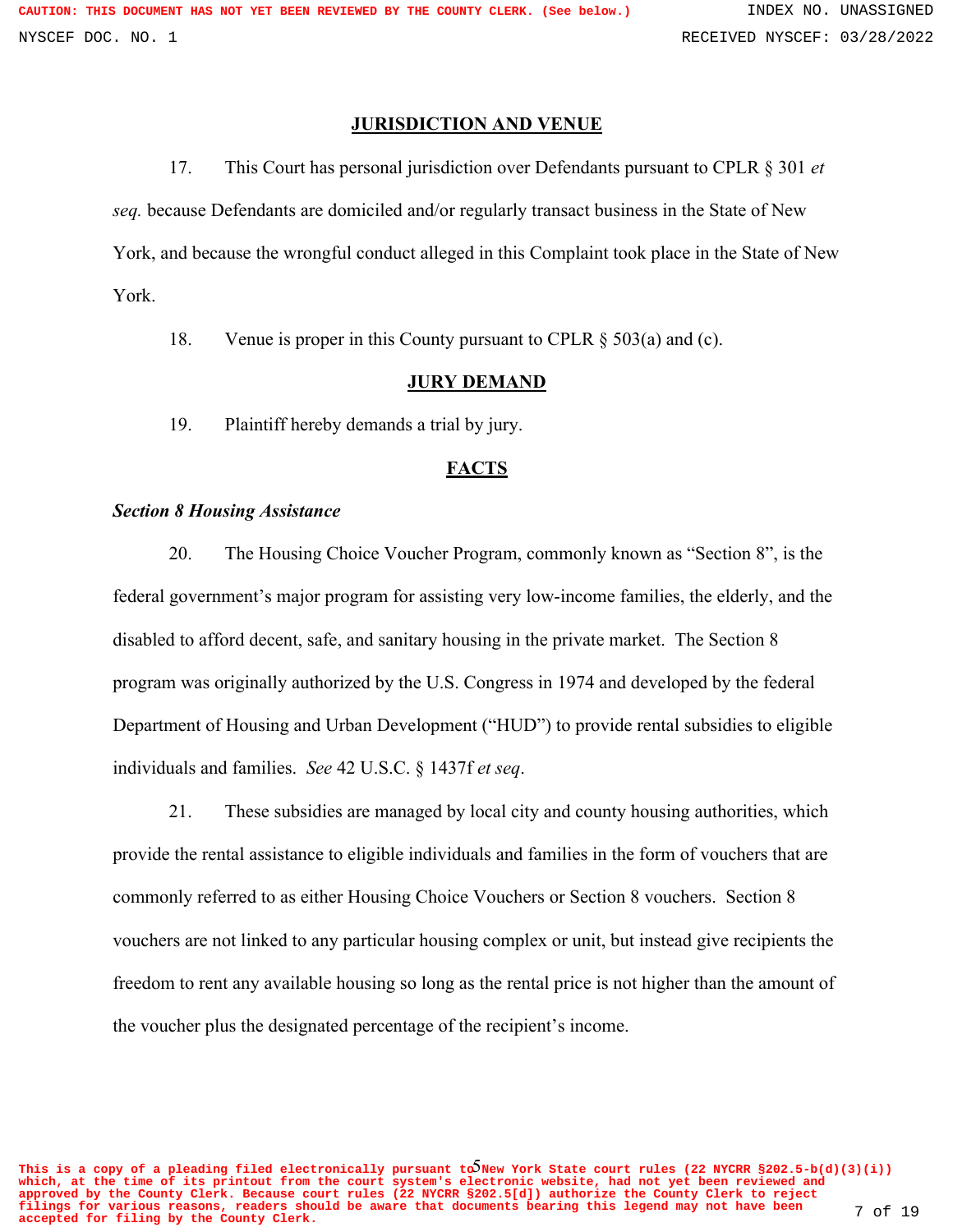## JURISDICTION AND VENUE

17. This Court has personal jurisdiction over Defendants pursuant to CPLR § 301 *et seq.* because Defendants are domiciled and/or regularly transact business in the State of New York, and because the wrongful conduct alleged in this Complaint took place in the State of New York.

18. Venue is proper in this County pursuant to CPLR § 503(a) and (c).

## JURY DEMAND

19. Plaintiff hereby demands a trial by jury.

## FACTS

***Section 8 Housing Assistance***

20. The Housing Choice Voucher Program, commonly known as "Section 8", is the federal government's major program for assisting very low-income families, the elderly, and the disabled to afford decent, safe, and sanitary housing in the private market. The Section 8 program was originally authorized by the U.S. Congress in 1974 and developed by the federal Department of Housing and Urban Development ("HUD") to provide rental subsidies to eligible individuals and families. *See* 42 U.S.C. § 1437f *et seq*.

21. These subsidies are managed by local city and county housing authorities, which provide the rental assistance to eligible individuals and families in the form of vouchers that are commonly referred to as either Housing Choice Vouchers or Section 8 vouchers. Section 8 vouchers are not linked to any particular housing complex or unit, but instead give recipients the freedom to rent any available housing so long as the rental price is not higher than the amount of the voucher plus the designated percentage of the recipient's income.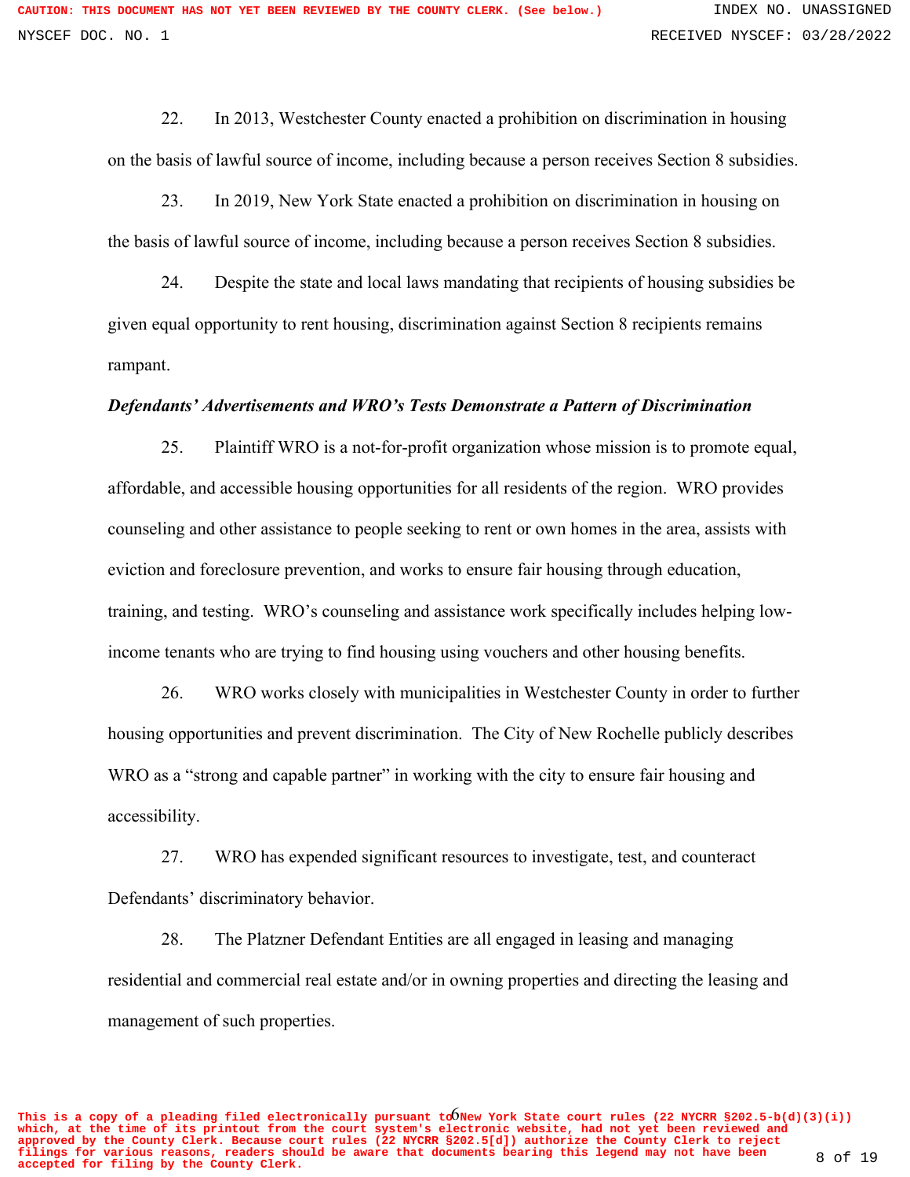22. In 2013, Westchester County enacted a prohibition on discrimination in housing on the basis of lawful source of income, including because a person receives Section 8 subsidies.

23. In 2019, New York State enacted a prohibition on discrimination in housing on the basis of lawful source of income, including because a person receives Section 8 subsidies.

24. Despite the state and local laws mandating that recipients of housing subsidies be given equal opportunity to rent housing, discrimination against Section 8 recipients remains rampant.

***Defendants' Advertisements and WRO's Tests Demonstrate a Pattern of Discrimination***

25. Plaintiff WRO is a not-for-profit organization whose mission is to promote equal, affordable, and accessible housing opportunities for all residents of the region. WRO provides counseling and other assistance to people seeking to rent or own homes in the area, assists with eviction and foreclosure prevention, and works to ensure fair housing through education, training, and testing. WRO's counseling and assistance work specifically includes helping low-income tenants who are trying to find housing using vouchers and other housing benefits.

26. WRO works closely with municipalities in Westchester County in order to further housing opportunities and prevent discrimination. The City of New Rochelle publicly describes WRO as a "strong and capable partner" in working with the city to ensure fair housing and accessibility.

27. WRO has expended significant resources to investigate, test, and counteract Defendants' discriminatory behavior.

28. The Platzner Defendant Entities are all engaged in leasing and managing residential and commercial real estate and/or in owning properties and directing the leasing and management of such properties.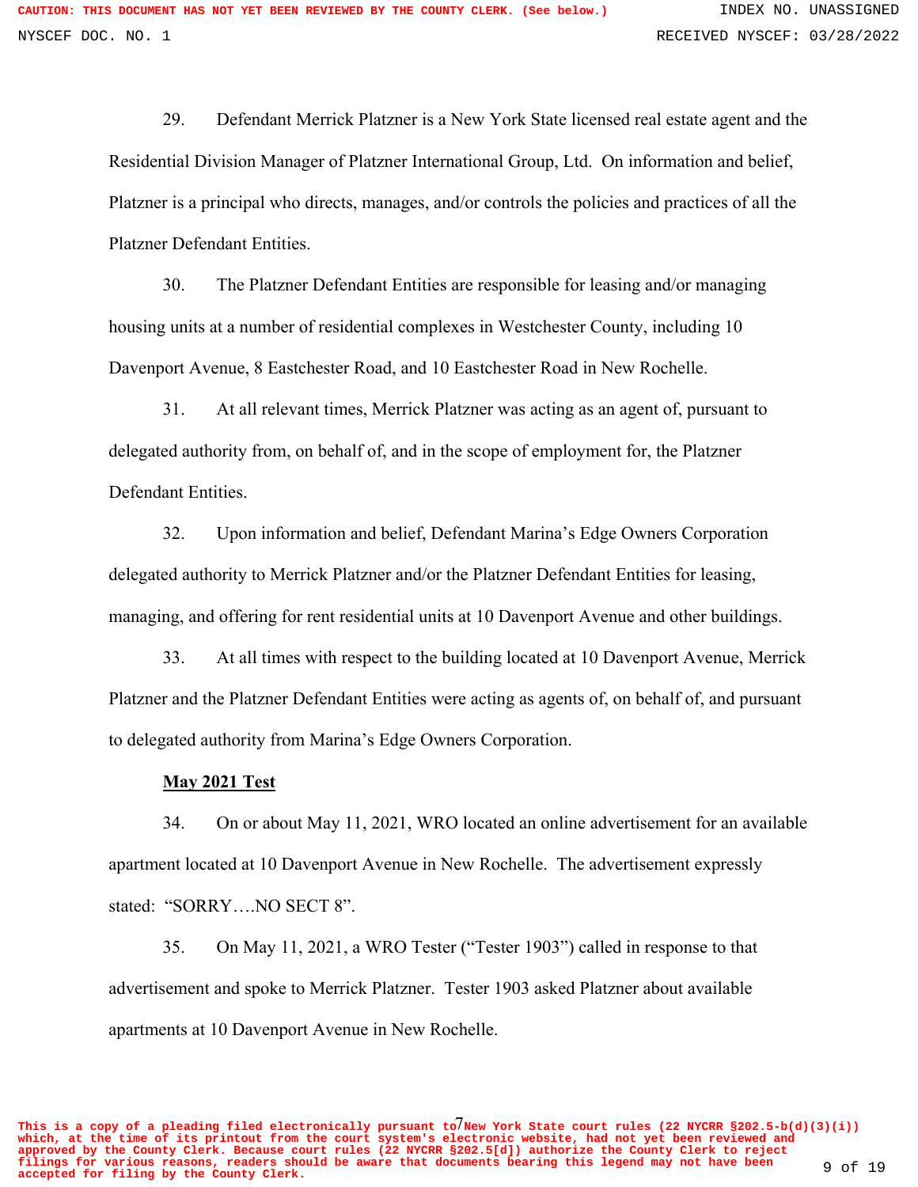29. Defendant Merrick Platzner is a New York State licensed real estate agent and the Residential Division Manager of Platzner International Group, Ltd. On information and belief, Platzner is a principal who directs, manages, and/or controls the policies and practices of all the Platzner Defendant Entities.

30. The Platzner Defendant Entities are responsible for leasing and/or managing housing units at a number of residential complexes in Westchester County, including 10 Davenport Avenue, 8 Eastchester Road, and 10 Eastchester Road in New Rochelle.

31. At all relevant times, Merrick Platzner was acting as an agent of, pursuant to delegated authority from, on behalf of, and in the scope of employment for, the Platzner Defendant Entities.

32. Upon information and belief, Defendant Marina's Edge Owners Corporation delegated authority to Merrick Platzner and/or the Platzner Defendant Entities for leasing, managing, and offering for rent residential units at 10 Davenport Avenue and other buildings.

33. At all times with respect to the building located at 10 Davenport Avenue, Merrick Platzner and the Platzner Defendant Entities were acting as agents of, on behalf of, and pursuant to delegated authority from Marina's Edge Owners Corporation.

**May 2021 Test**

34. On or about May 11, 2021, WRO located an online advertisement for an available apartment located at 10 Davenport Avenue in New Rochelle. The advertisement expressly stated: "SORRY….NO SECT 8".

35. On May 11, 2021, a WRO Tester ("Tester 1903") called in response to that advertisement and spoke to Merrick Platzner. Tester 1903 asked Platzner about available apartments at 10 Davenport Avenue in New Rochelle.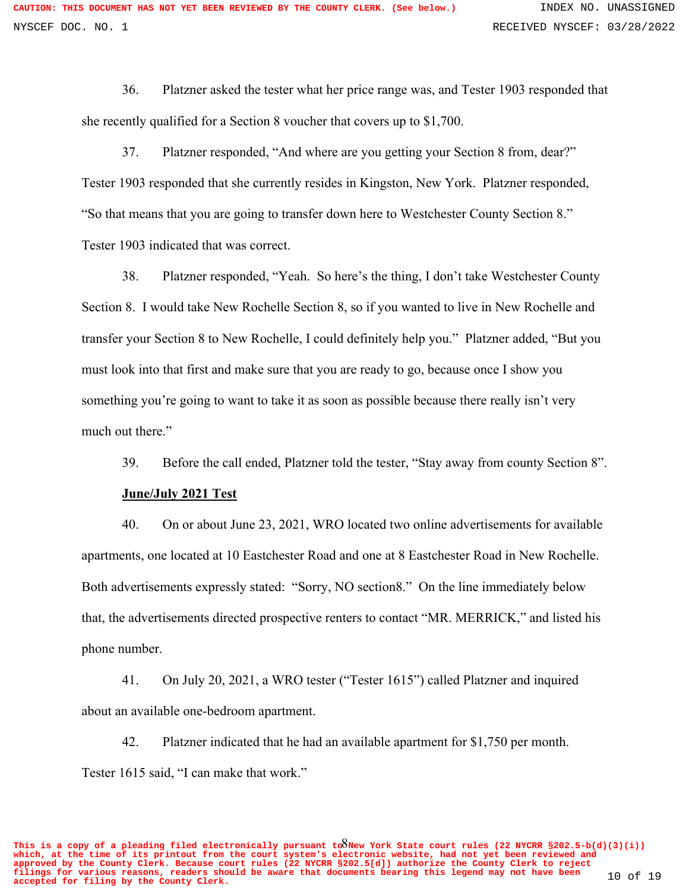36. Platzner asked the tester what her price range was, and Tester 1903 responded that she recently qualified for a Section 8 voucher that covers up to $1,700.

37. Platzner responded, "And where are you getting your Section 8 from, dear?" Tester 1903 responded that she currently resides in Kingston, New York. Platzner responded, "So that means that you are going to transfer down here to Westchester County Section 8." Tester 1903 indicated that was correct.

38. Platzner responded, "Yeah. So here's the thing, I don't take Westchester County Section 8. I would take New Rochelle Section 8, so if you wanted to live in New Rochelle and transfer your Section 8 to New Rochelle, I could definitely help you." Platzner added, "But you must look into that first and make sure that you are ready to go, because once I show you something you're going to want to take it as soon as possible because there really isn't very much out there."

39. Before the call ended, Platzner told the tester, "Stay away from county Section 8".

**June/July 2021 Test**

40. On or about June 23, 2021, WRO located two online advertisements for available apartments, one located at 10 Eastchester Road and one at 8 Eastchester Road in New Rochelle. Both advertisements expressly stated: "Sorry, NO section8." On the line immediately below that, the advertisements directed prospective renters to contact "MR. MERRICK," and listed his phone number.

41. On July 20, 2021, a WRO tester ("Tester 1615") called Platzner and inquired about an available one-bedroom apartment.

42. Platzner indicated that he had an available apartment for $1,750 per month. Tester 1615 said, "I can make that work."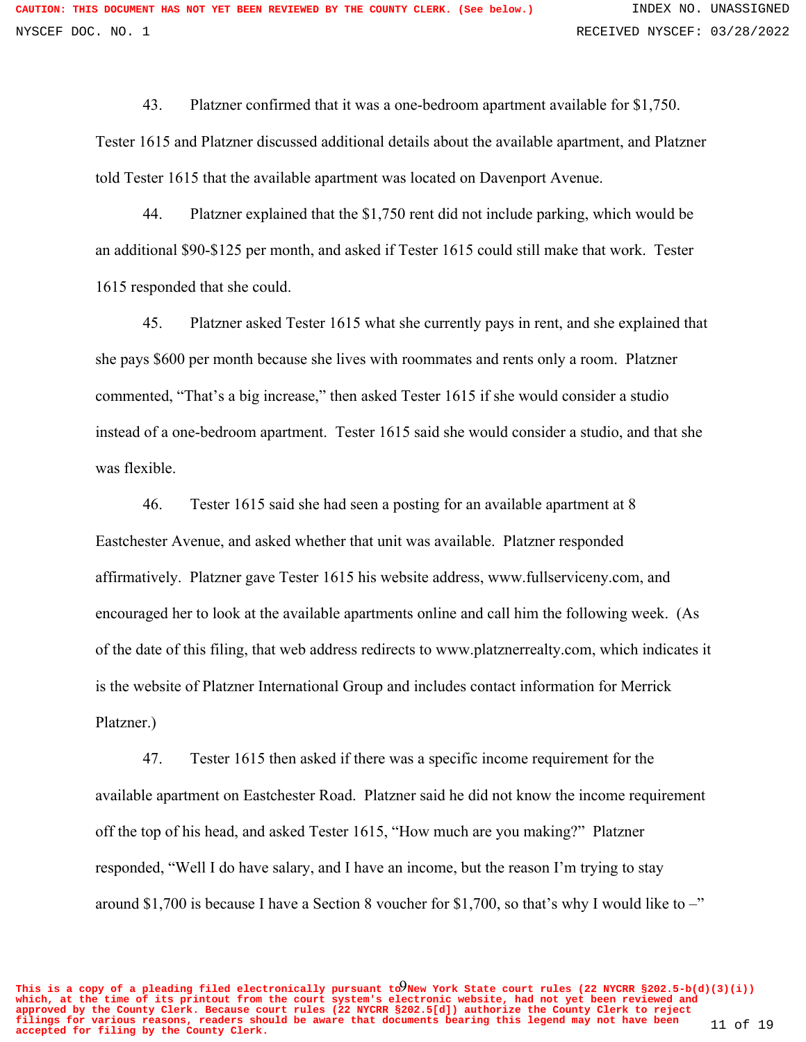43. Platzner confirmed that it was a one-bedroom apartment available for $1,750. Tester 1615 and Platzner discussed additional details about the available apartment, and Platzner told Tester 1615 that the available apartment was located on Davenport Avenue.

44. Platzner explained that the $1,750 rent did not include parking, which would be an additional $90-$125 per month, and asked if Tester 1615 could still make that work. Tester 1615 responded that she could.

45. Platzner asked Tester 1615 what she currently pays in rent, and she explained that she pays $600 per month because she lives with roommates and rents only a room. Platzner commented, "That's a big increase," then asked Tester 1615 if she would consider a studio instead of a one-bedroom apartment. Tester 1615 said she would consider a studio, and that she was flexible.

46. Tester 1615 said she had seen a posting for an available apartment at 8 Eastchester Avenue, and asked whether that unit was available. Platzner responded affirmatively. Platzner gave Tester 1615 his website address, www.fullserviceny.com, and encouraged her to look at the available apartments online and call him the following week. (As of the date of this filing, that web address redirects to www.platznerrealty.com, which indicates it is the website of Platzner International Group and includes contact information for Merrick Platzner.)

47. Tester 1615 then asked if there was a specific income requirement for the available apartment on Eastchester Road. Platzner said he did not know the income requirement off the top of his head, and asked Tester 1615, "How much are you making?" Platzner responded, "Well I do have salary, and I have an income, but the reason I'm trying to stay around $1,700 is because I have a Section 8 voucher for $1,700, so that's why I would like to –"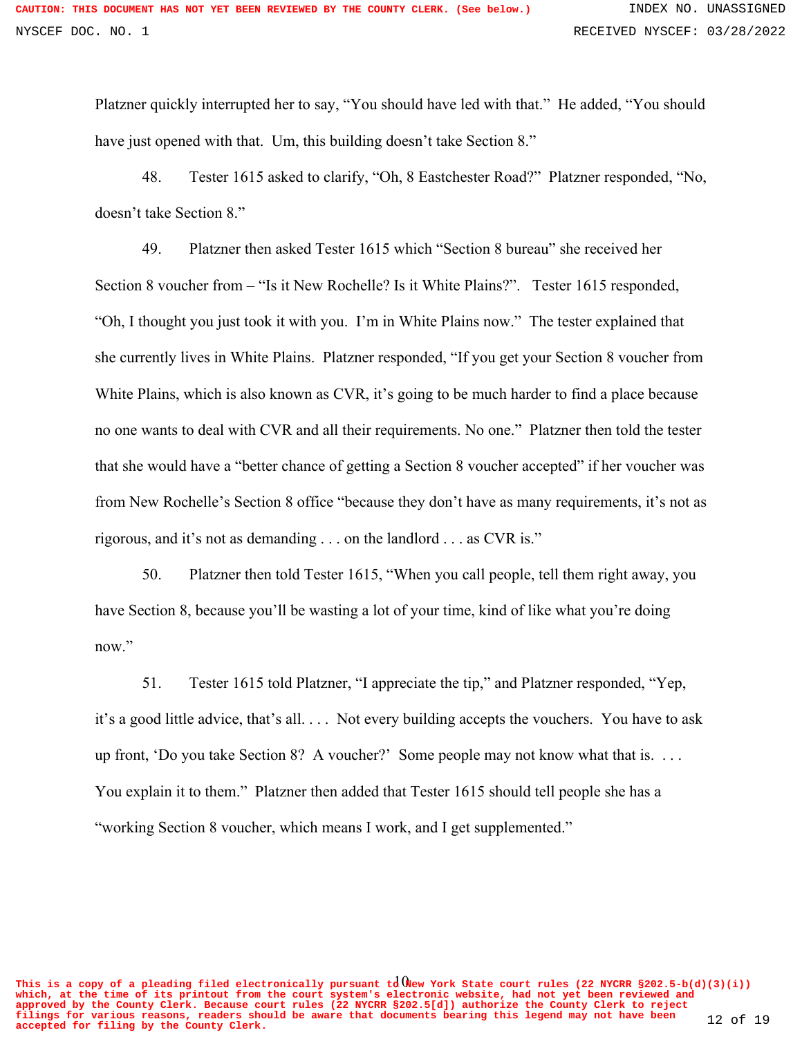Platzner quickly interrupted her to say, "You should have led with that." He added, "You should have just opened with that. Um, this building doesn't take Section 8."

48. Tester 1615 asked to clarify, "Oh, 8 Eastchester Road?" Platzner responded, "No, doesn't take Section 8."

49. Platzner then asked Tester 1615 which "Section 8 bureau" she received her Section 8 voucher from – "Is it New Rochelle? Is it White Plains?". Tester 1615 responded, "Oh, I thought you just took it with you. I'm in White Plains now." The tester explained that she currently lives in White Plains. Platzner responded, "If you get your Section 8 voucher from White Plains, which is also known as CVR, it's going to be much harder to find a place because no one wants to deal with CVR and all their requirements. No one." Platzner then told the tester that she would have a "better chance of getting a Section 8 voucher accepted" if her voucher was from New Rochelle's Section 8 office "because they don't have as many requirements, it's not as rigorous, and it's not as demanding . . . on the landlord . . . as CVR is."

50. Platzner then told Tester 1615, "When you call people, tell them right away, you have Section 8, because you'll be wasting a lot of your time, kind of like what you're doing now."

51. Tester 1615 told Platzner, "I appreciate the tip," and Platzner responded, "Yep, it's a good little advice, that's all. . . . Not every building accepts the vouchers. You have to ask up front, 'Do you take Section 8? A voucher?' Some people may not know what that is. . . . You explain it to them." Platzner then added that Tester 1615 should tell people she has a "working Section 8 voucher, which means I work, and I get supplemented."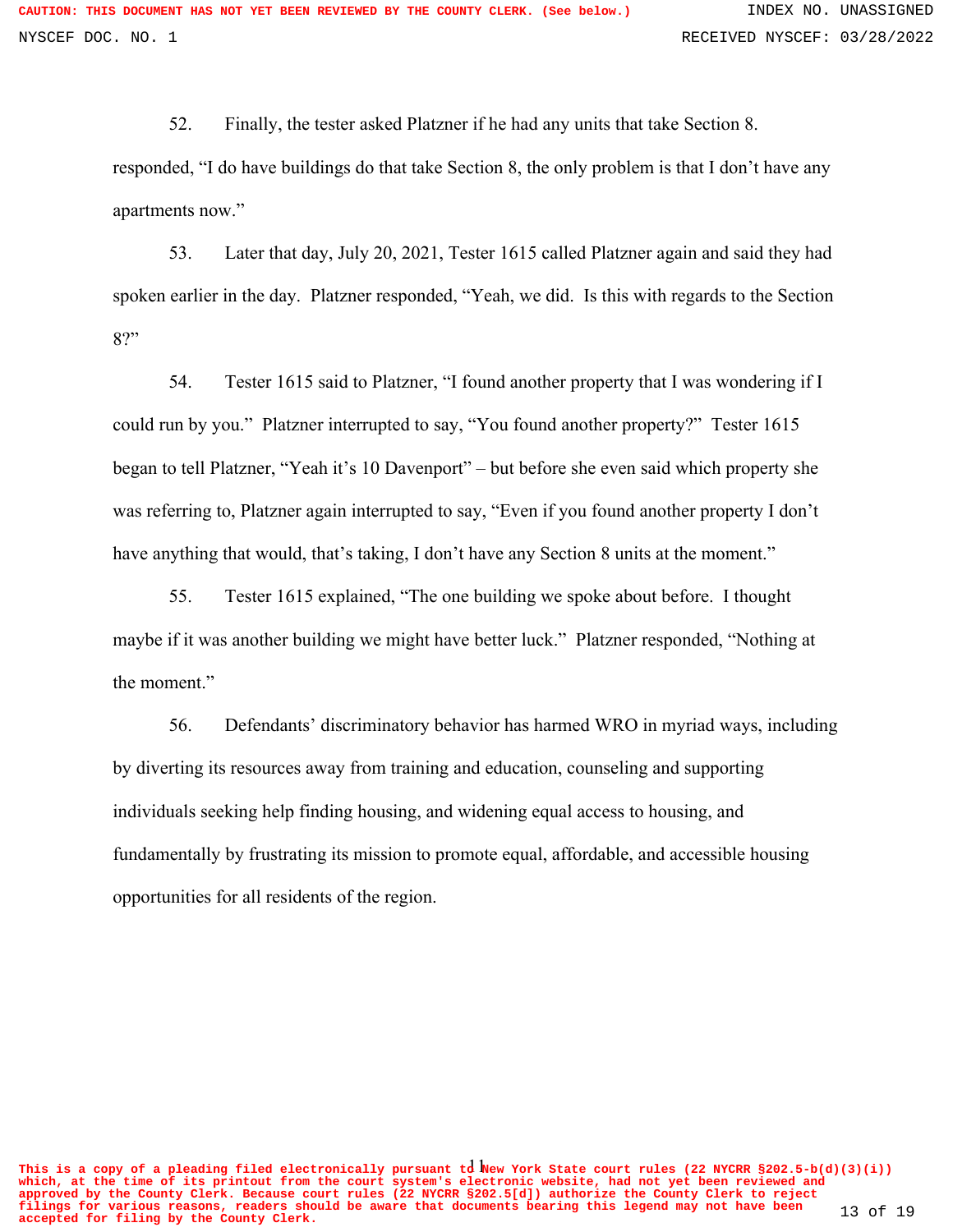52. Finally, the tester asked Platzner if he had any units that take Section 8. responded, "I do have buildings do that take Section 8, the only problem is that I don't have any apartments now."

53. Later that day, July 20, 2021, Tester 1615 called Platzner again and said they had spoken earlier in the day. Platzner responded, "Yeah, we did. Is this with regards to the Section 8?"

54. Tester 1615 said to Platzner, "I found another property that I was wondering if I could run by you." Platzner interrupted to say, "You found another property?" Tester 1615 began to tell Platzner, "Yeah it's 10 Davenport" – but before she even said which property she was referring to, Platzner again interrupted to say, "Even if you found another property I don't have anything that would, that's taking, I don't have any Section 8 units at the moment."

55. Tester 1615 explained, "The one building we spoke about before. I thought maybe if it was another building we might have better luck." Platzner responded, "Nothing at the moment."

56. Defendants' discriminatory behavior has harmed WRO in myriad ways, including by diverting its resources away from training and education, counseling and supporting individuals seeking help finding housing, and widening equal access to housing, and fundamentally by frustrating its mission to promote equal, affordable, and accessible housing opportunities for all residents of the region.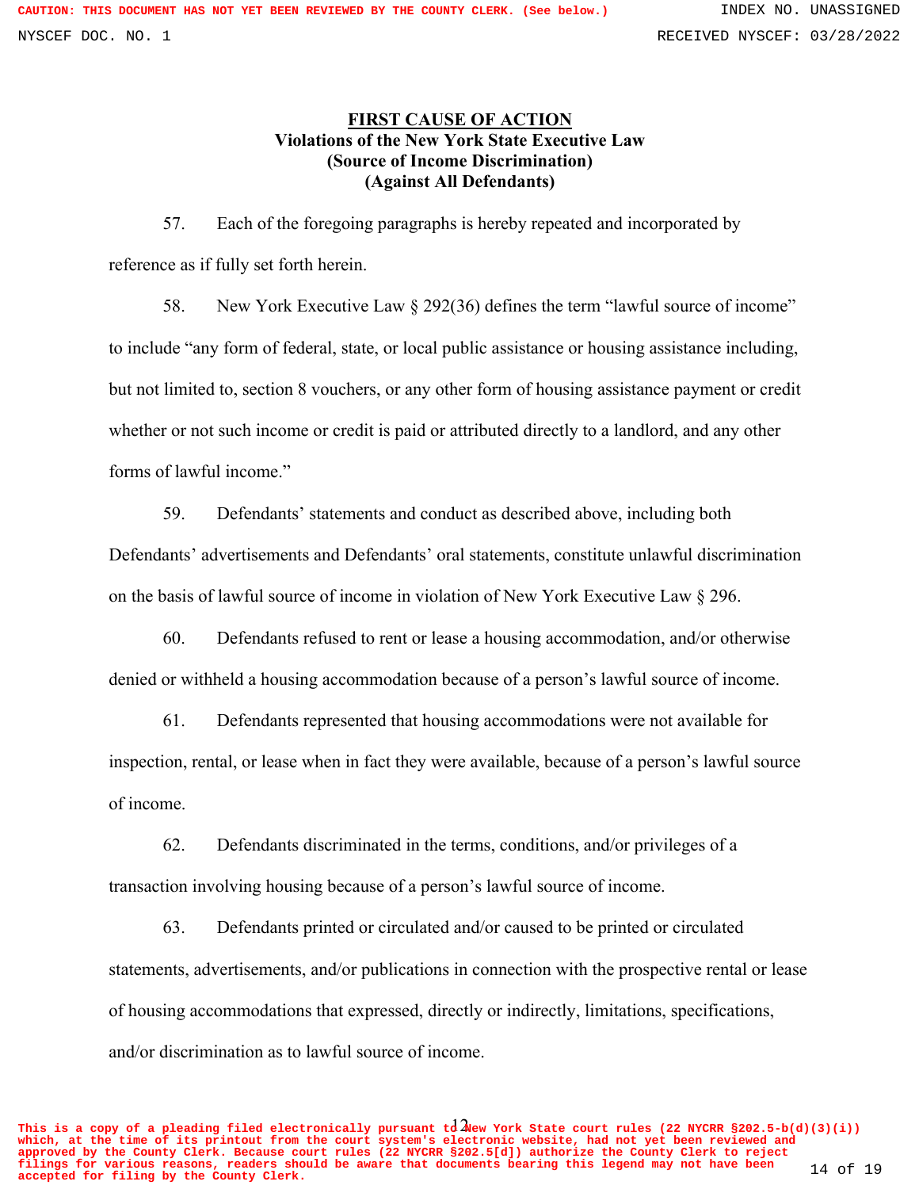## FIRST CAUSE OF ACTION

**Violations of the New York State Executive Law**
**(Source of Income Discrimination)**
**(Against All Defendants)**

57. Each of the foregoing paragraphs is hereby repeated and incorporated by reference as if fully set forth herein.

58. New York Executive Law § 292(36) defines the term "lawful source of income" to include "any form of federal, state, or local public assistance or housing assistance including, but not limited to, section 8 vouchers, or any other form of housing assistance payment or credit whether or not such income or credit is paid or attributed directly to a landlord, and any other forms of lawful income."

59. Defendants' statements and conduct as described above, including both Defendants' advertisements and Defendants' oral statements, constitute unlawful discrimination on the basis of lawful source of income in violation of New York Executive Law § 296.

60. Defendants refused to rent or lease a housing accommodation, and/or otherwise denied or withheld a housing accommodation because of a person's lawful source of income.

61. Defendants represented that housing accommodations were not available for inspection, rental, or lease when in fact they were available, because of a person's lawful source of income.

62. Defendants discriminated in the terms, conditions, and/or privileges of a transaction involving housing because of a person's lawful source of income.

63. Defendants printed or circulated and/or caused to be printed or circulated statements, advertisements, and/or publications in connection with the prospective rental or lease of housing accommodations that expressed, directly or indirectly, limitations, specifications, and/or discrimination as to lawful source of income.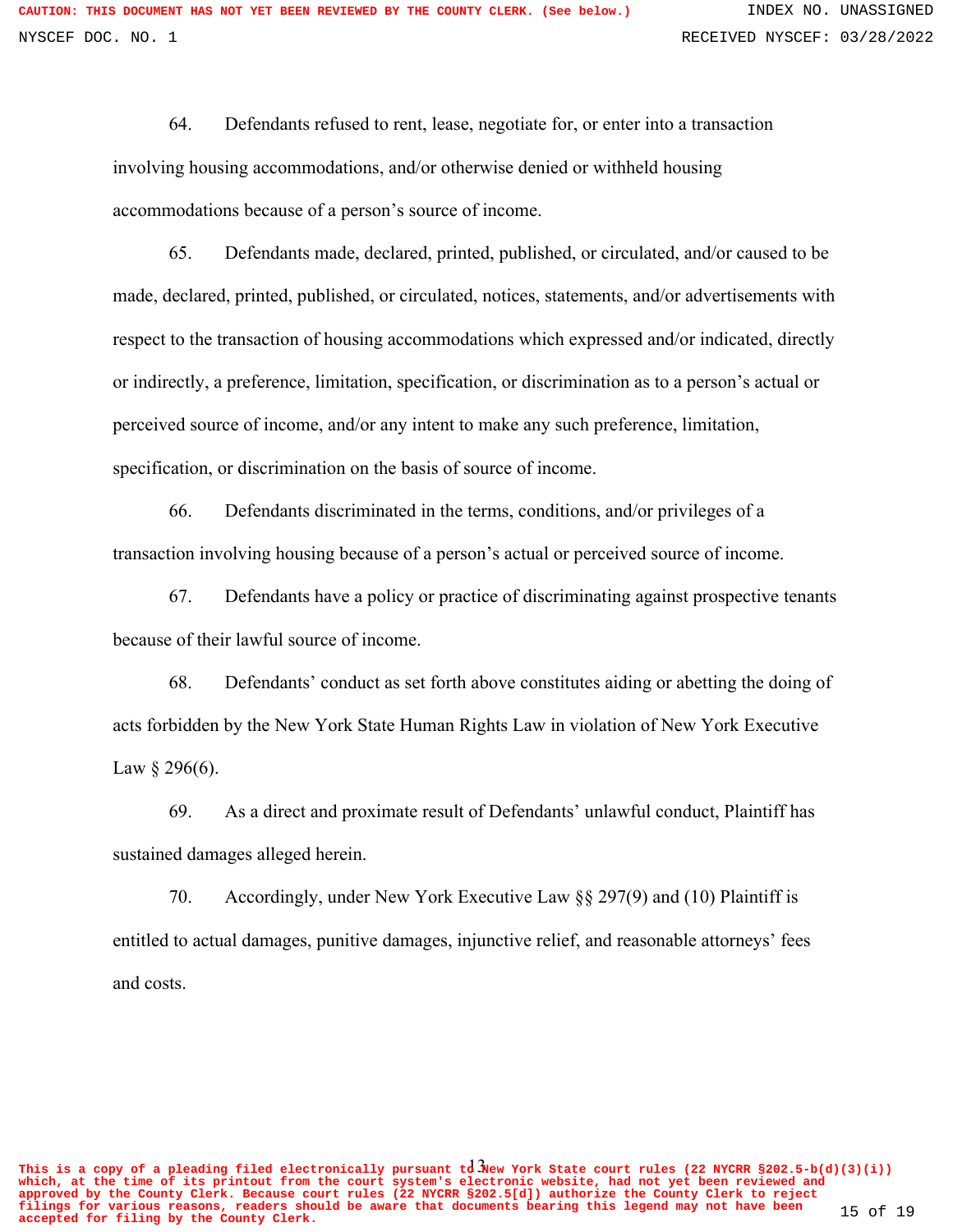64. Defendants refused to rent, lease, negotiate for, or enter into a transaction involving housing accommodations, and/or otherwise denied or withheld housing accommodations because of a person's source of income.

65. Defendants made, declared, printed, published, or circulated, and/or caused to be made, declared, printed, published, or circulated, notices, statements, and/or advertisements with respect to the transaction of housing accommodations which expressed and/or indicated, directly or indirectly, a preference, limitation, specification, or discrimination as to a person's actual or perceived source of income, and/or any intent to make any such preference, limitation, specification, or discrimination on the basis of source of income.

66. Defendants discriminated in the terms, conditions, and/or privileges of a transaction involving housing because of a person's actual or perceived source of income.

67. Defendants have a policy or practice of discriminating against prospective tenants because of their lawful source of income.

68. Defendants' conduct as set forth above constitutes aiding or abetting the doing of acts forbidden by the New York State Human Rights Law in violation of New York Executive Law § 296(6).

69. As a direct and proximate result of Defendants' unlawful conduct, Plaintiff has sustained damages alleged herein.

70. Accordingly, under New York Executive Law §§ 297(9) and (10) Plaintiff is entitled to actual damages, punitive damages, injunctive relief, and reasonable attorneys' fees and costs.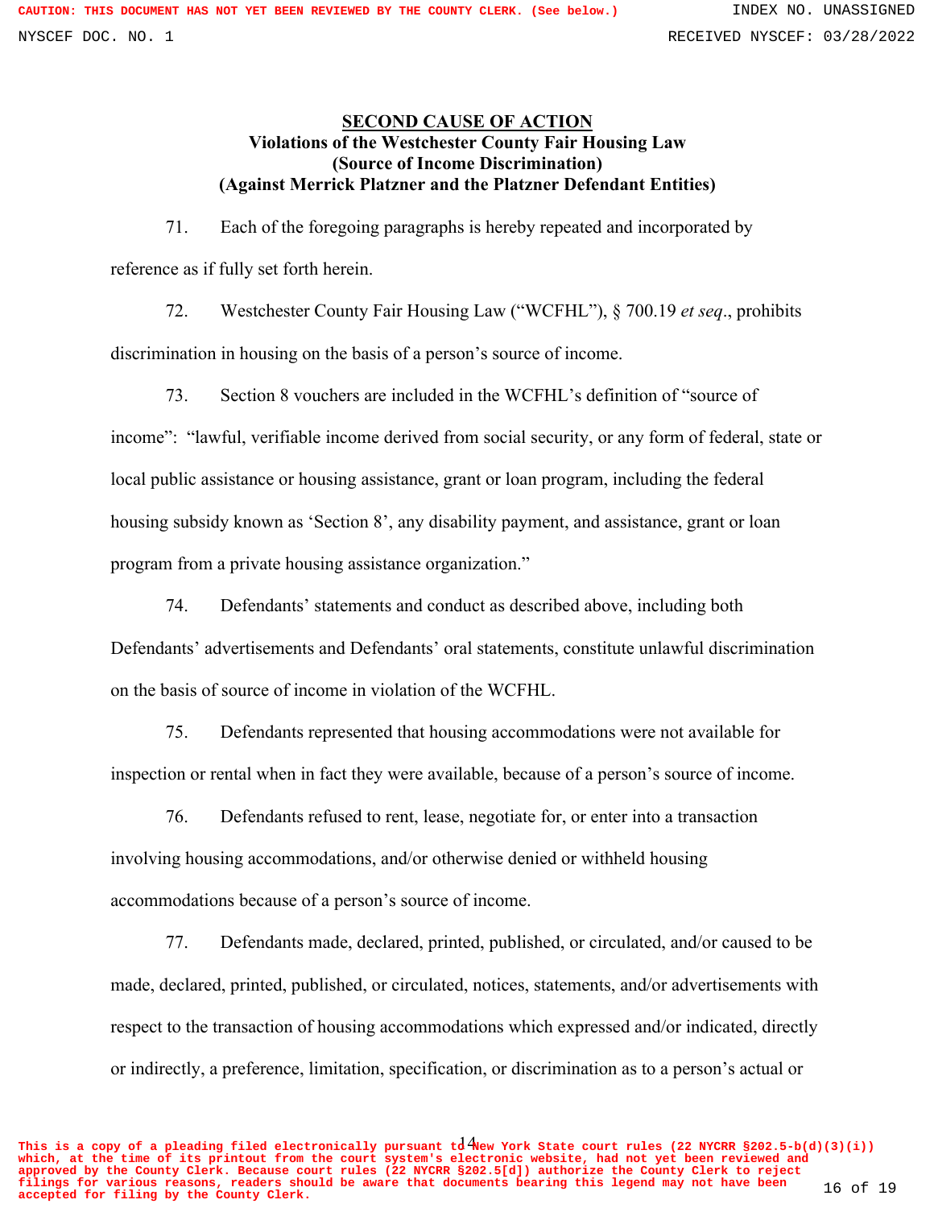**SECOND CAUSE OF ACTION**

**Violations of the Westchester County Fair Housing Law**
**(Source of Income Discrimination)**
**(Against Merrick Platzner and the Platzner Defendant Entities)**

71. Each of the foregoing paragraphs is hereby repeated and incorporated by reference as if fully set forth herein.

72. Westchester County Fair Housing Law ("WCFHL"), § 700.19 *et seq*., prohibits discrimination in housing on the basis of a person's source of income.

73. Section 8 vouchers are included in the WCFHL's definition of "source of income": "lawful, verifiable income derived from social security, or any form of federal, state or local public assistance or housing assistance, grant or loan program, including the federal housing subsidy known as 'Section 8', any disability payment, and assistance, grant or loan program from a private housing assistance organization."

74. Defendants' statements and conduct as described above, including both Defendants' advertisements and Defendants' oral statements, constitute unlawful discrimination on the basis of source of income in violation of the WCFHL.

75. Defendants represented that housing accommodations were not available for inspection or rental when in fact they were available, because of a person's source of income.

76. Defendants refused to rent, lease, negotiate for, or enter into a transaction involving housing accommodations, and/or otherwise denied or withheld housing accommodations because of a person's source of income.

77. Defendants made, declared, printed, published, or circulated, and/or caused to be made, declared, printed, published, or circulated, notices, statements, and/or advertisements with respect to the transaction of housing accommodations which expressed and/or indicated, directly or indirectly, a preference, limitation, specification, or discrimination as to a person's actual or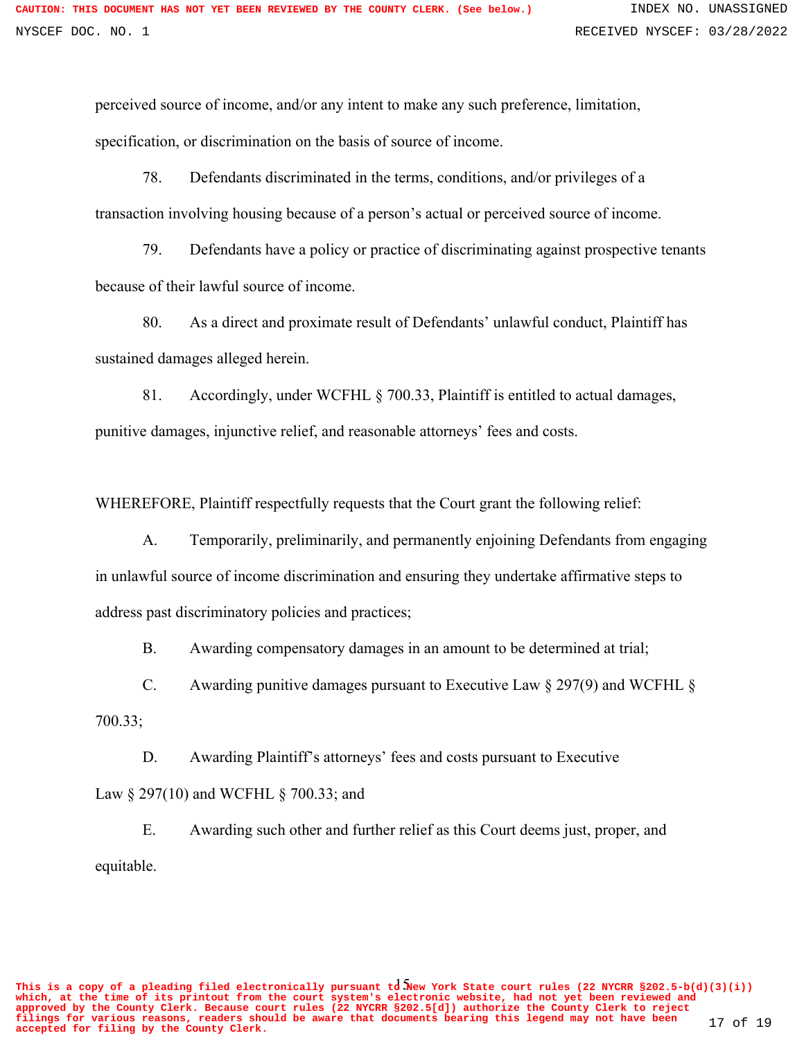perceived source of income, and/or any intent to make any such preference, limitation, specification, or discrimination on the basis of source of income.

78. Defendants discriminated in the terms, conditions, and/or privileges of a transaction involving housing because of a person's actual or perceived source of income.

79. Defendants have a policy or practice of discriminating against prospective tenants because of their lawful source of income.

80. As a direct and proximate result of Defendants' unlawful conduct, Plaintiff has sustained damages alleged herein.

81. Accordingly, under WCFHL § 700.33, Plaintiff is entitled to actual damages, punitive damages, injunctive relief, and reasonable attorneys' fees and costs.

WHEREFORE, Plaintiff respectfully requests that the Court grant the following relief:

A. Temporarily, preliminarily, and permanently enjoining Defendants from engaging in unlawful source of income discrimination and ensuring they undertake affirmative steps to address past discriminatory policies and practices;

B. Awarding compensatory damages in an amount to be determined at trial;

C. Awarding punitive damages pursuant to Executive Law § 297(9) and WCFHL § 700.33;

D. Awarding Plaintiff's attorneys' fees and costs pursuant to Executive Law § 297(10) and WCFHL § 700.33; and

E. Awarding such other and further relief as this Court deems just, proper, and equitable.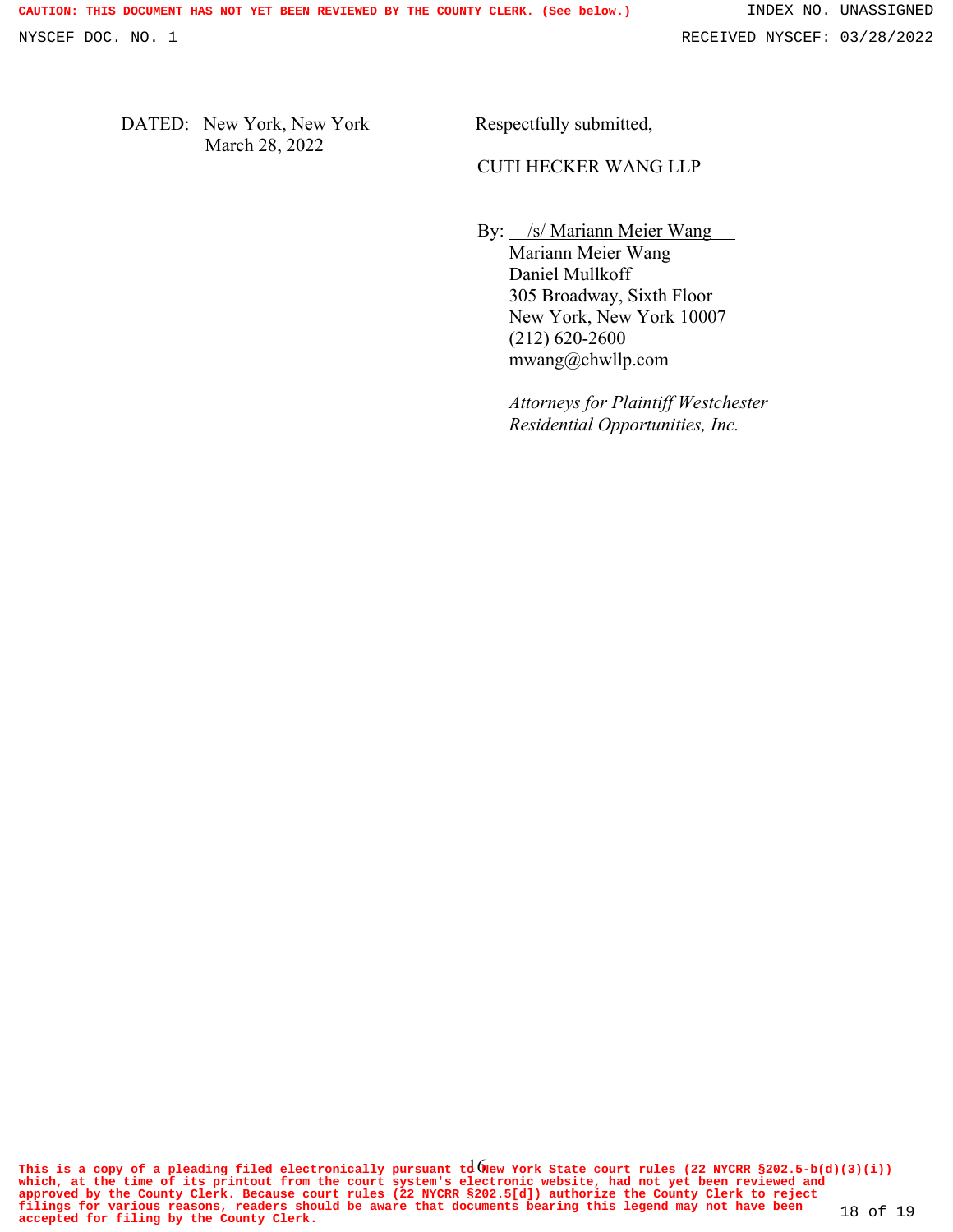DATED: New York, New York
March 28, 2022

Respectfully submitted,

CUTI HECKER WANG LLP

By: /s/ Mariann Meier Wang
Mariann Meier Wang
Daniel Mullkoff
305 Broadway, Sixth Floor
New York, New York 10007
(212) 620-2600
mwang@chwllp.com

*Attorneys for Plaintiff Westchester Residential Opportunities, Inc.*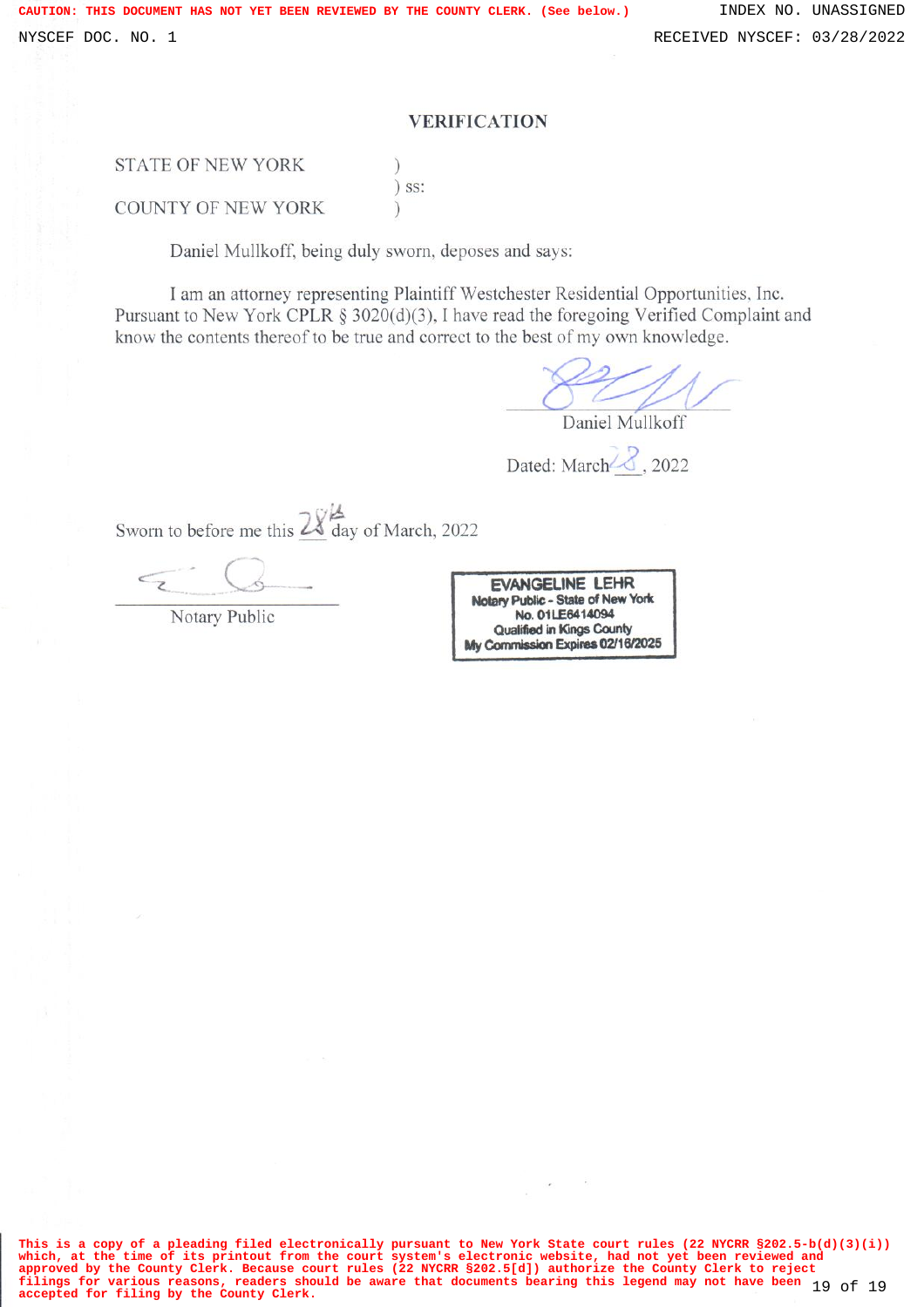## VERIFICATION

STATE OF NEW YORK )
) ss:
COUNTY OF NEW YORK )

Daniel Mullkoff, being duly sworn, deposes and says:

I am an attorney representing Plaintiff Westchester Residential Opportunities, Inc. Pursuant to New York CPLR § 3020(d)(3), I have read the foregoing Verified Complaint and know the contents thereof to be true and correct to the best of my own knowledge.

Daniel Mullkoff

Dated: March 28, 2022

Sworn to before me this 28th day of March, 2022

Notary Public

EVANGELINE LEHR
Notary Public - State of New York
No. 01LE6414094
Qualified in Kings County
My Commission Expires 02/16/2025